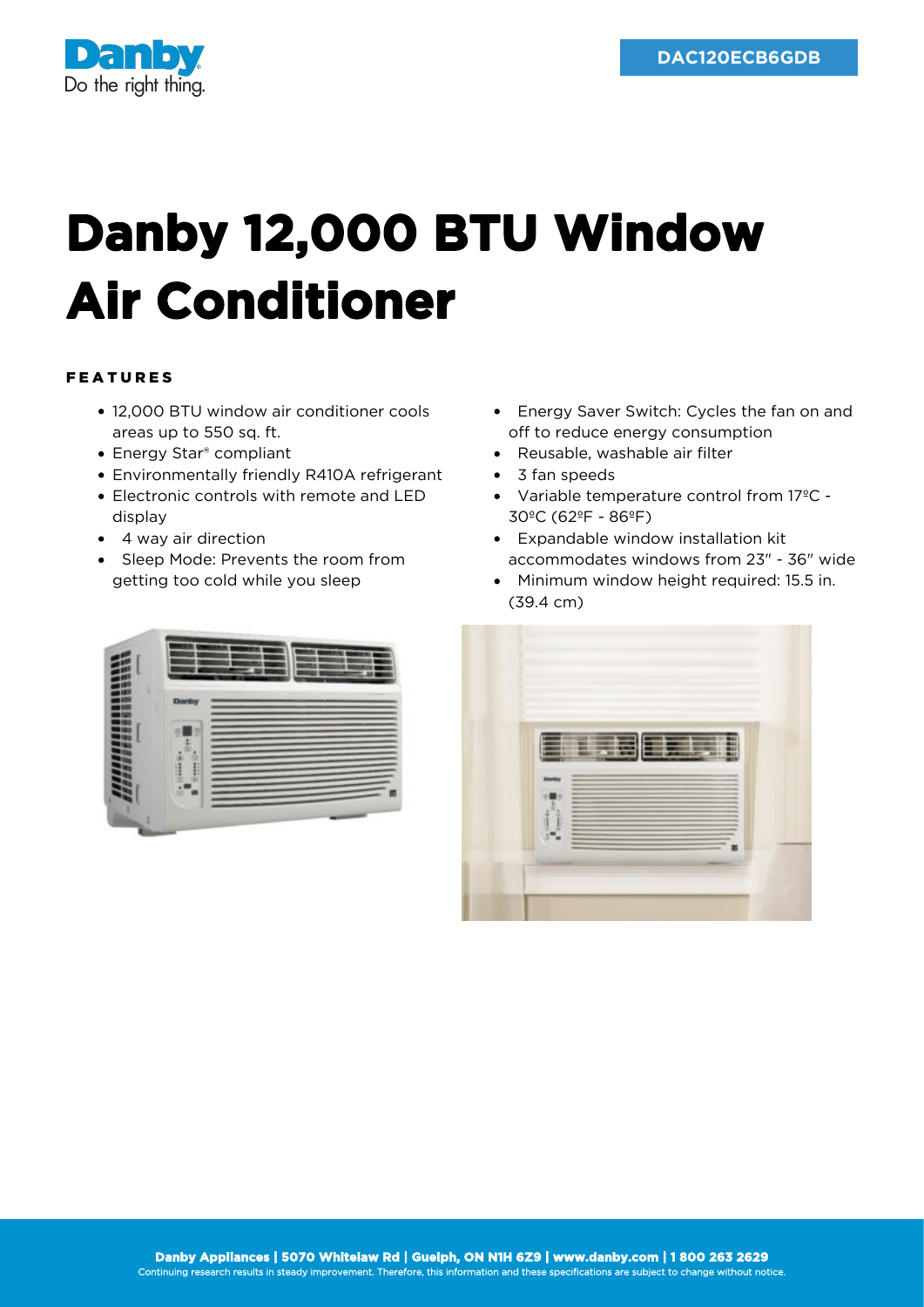DAC120ECB6GDB

# Danby 12,000 BTU Window Air Conditioner

## FEATURES

- 12,000 BTU window air conditioner cools areas up to 550 sq. ft.
- Energy Star® compliant
- Environmentally friendly R410A refrigerant
- Electronic controls with remote and LED display
- 4 way air direction
- Sleep Mode: Prevents the room from getting too cold while you sleep
- Energy Saver Switch: Cycles the fan on and off to reduce energy consumption
- Reusable, washable air filter
- 3 fan speeds
- Variable temperature control from 17ºC - 30ºC (62ºF - 86ºF)
- Expandable window installation kit accommodates windows from 23" - 36" wide
- Minimum window height required: 15.5 in. (39.4 cm)

**Danby Appliances | 5070 Whitelaw Rd | Guelph, ON N1H 6Z9 | www.danby.com | 1 800 263 2629**
Continuing research results in steady improvement. Therefore, this information and these specifications are subject to change without notice.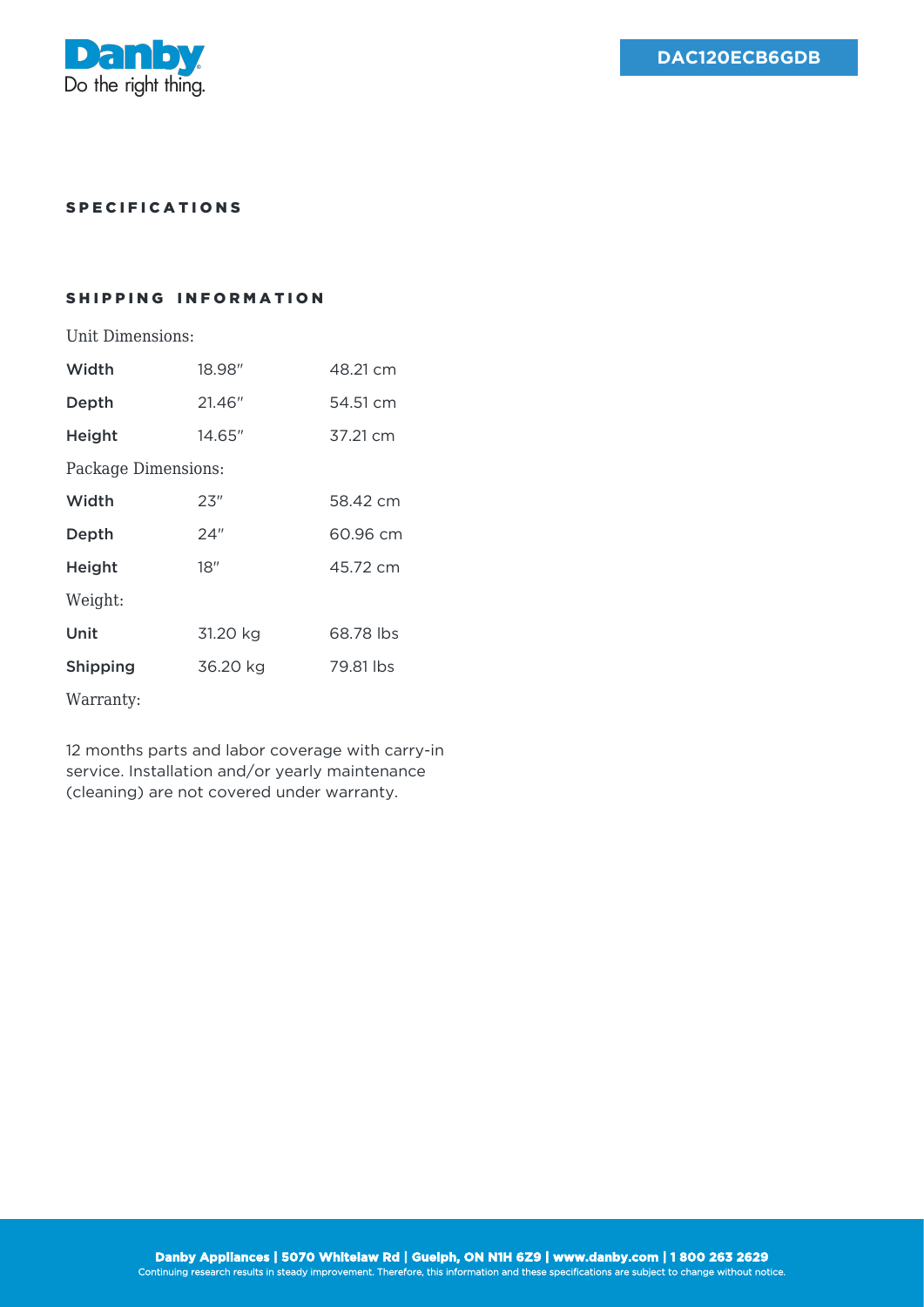DAC120ECB6GDB

## SPECIFICATIONS

### SHIPPING INFORMATION

Unit Dimensions:

| | | |
|---|---|---|
| **Width** | 18.98″ | 48.21 cm |
| **Depth** | 21.46″ | 54.51 cm |
| **Height** | 14.65″ | 37.21 cm |

Package Dimensions:

| | | |
|---|---|---|
| **Width** | 23″ | 58.42 cm |
| **Depth** | 24″ | 60.96 cm |
| **Height** | 18″ | 45.72 cm |

Weight:

| | | |
|---|---|---|
| **Unit** | 31.20 kg | 68.78 lbs |
| **Shipping** | 36.20 kg | 79.81 lbs |

Warranty:

12 months parts and labor coverage with carry-in service. Installation and/or yearly maintenance (cleaning) are not covered under warranty.

**Danby Appliances | 5070 Whitelaw Rd | Guelph, ON N1H 6Z9 | www.danby.com | 1 800 263 2629**
Continuing research results in steady improvement. Therefore, this information and these specifications are subject to change without notice.